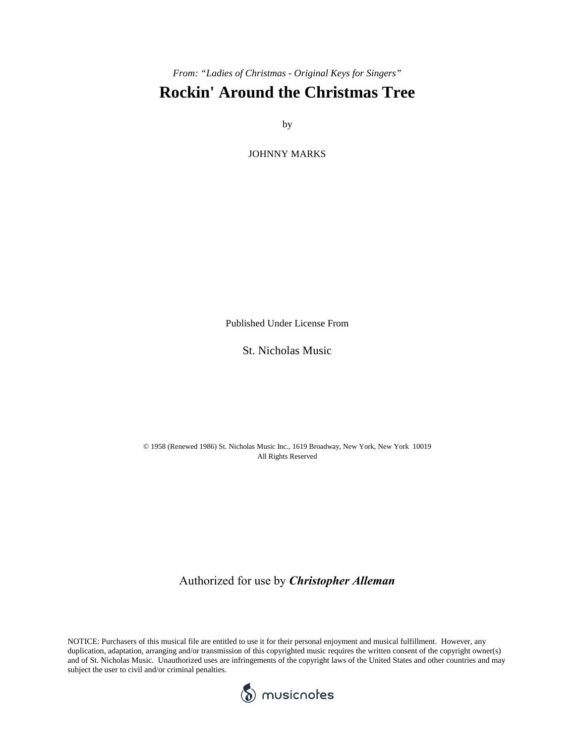*From: “Ladies of Christmas - Original Keys for Singers”*

# Rockin' Around the Christmas Tree

by

JOHNNY MARKS

Published Under License From

St. Nicholas Music

© 1958 (Renewed 1986) St. Nicholas Music Inc., 1619 Broadway, New York, New York 10019
All Rights Reserved

Authorized for use by ***Christopher Alleman***

NOTICE: Purchasers of this musical file are entitled to use it for their personal enjoyment and musical fulfillment. However, any duplication, adaptation, arranging and/or transmission of this copyrighted music requires the written consent of the copyright owner(s) and of St. Nicholas Music. Unauthorized uses are infringements of the copyright laws of the United States and other countries and may subject the user to civil and/or criminal penalties.

musicnotes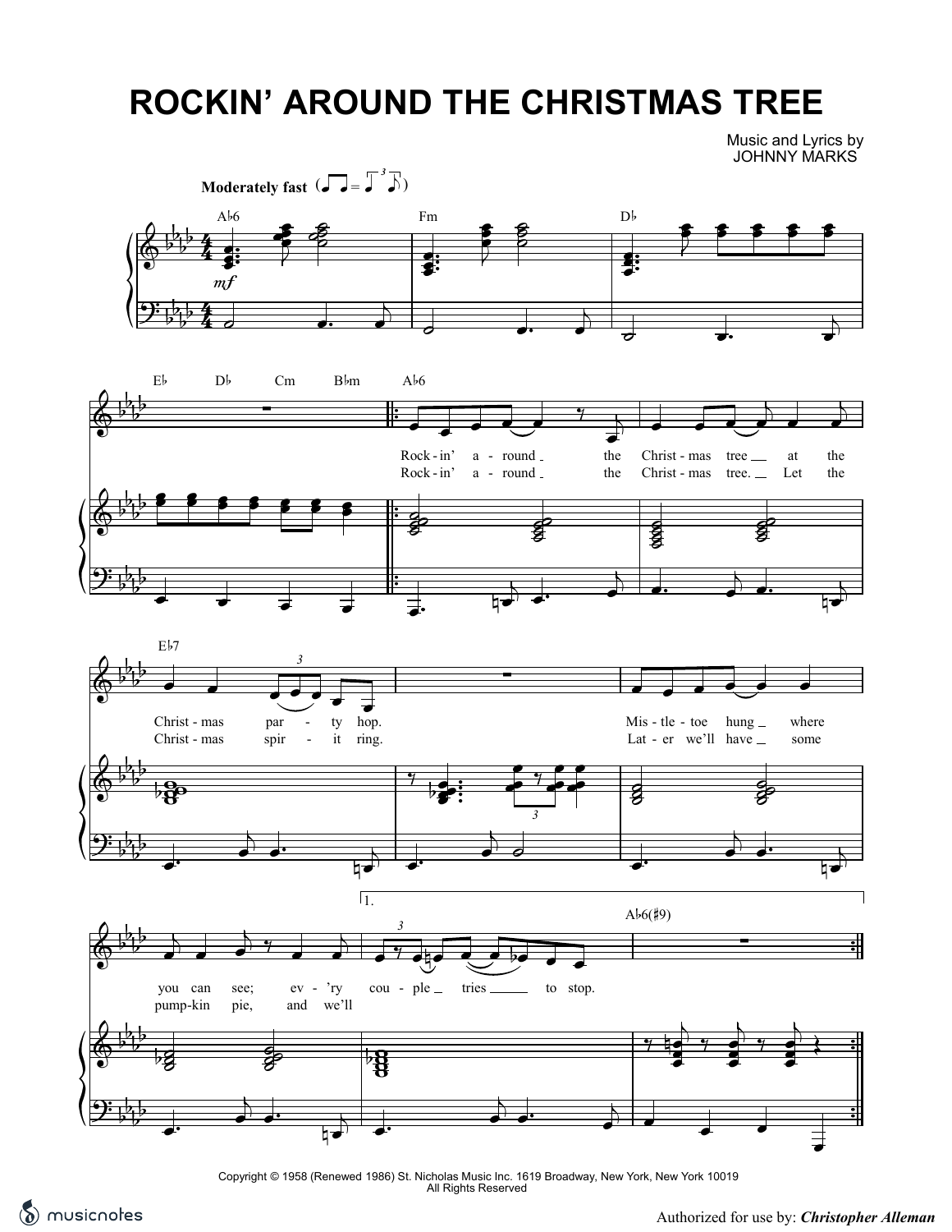# ROCKIN' AROUND THE CHRISTMAS TREE

Music and Lyrics by
JOHNNY MARKS

**Moderately fast**

Rock-in' a-round the Christ-mas tree at the Christ-mas par-ty hop.
Mis-tle-toe hung where you can see; ev-'ry cou-ple tries to stop.

Rock-in' a-round the Christ-mas tree. Let the Christ-mas spir-it ring.
Lat-er we'll have some pump-kin pie, and we'll

Copyright © 1958 (Renewed 1986) St. Nicholas Music Inc. 1619 Broadway, New York, New York 10019
All Rights Reserved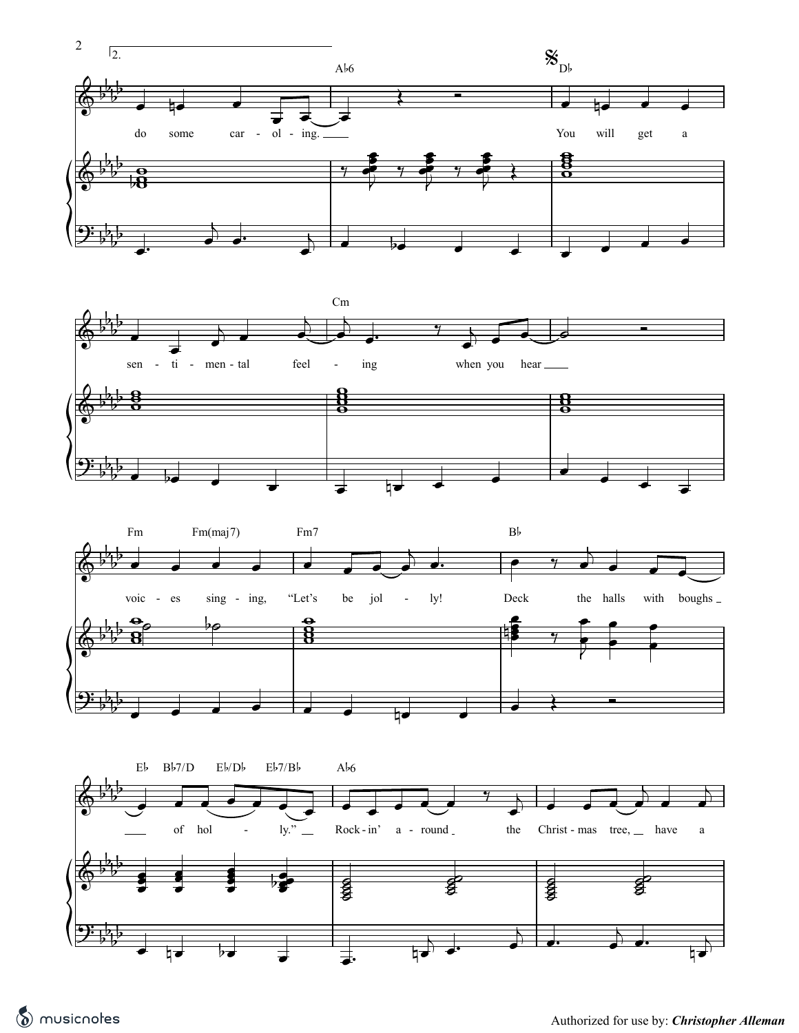2.

Ab6 | 𝄋 Db

do some car - ol - ing. You will get a

Cm

sen - ti - men - tal feel - ing when you hear

Fm | Fm(maj7) | Fm7 | Bb

voic - es sing - ing, "Let's be jol - ly! Deck the halls with boughs

Eb | Bb7/D | Eb/Db | Eb7/Bb | Ab6

of hol - ly." Rock - in' a - round the Christ - mas tree, have a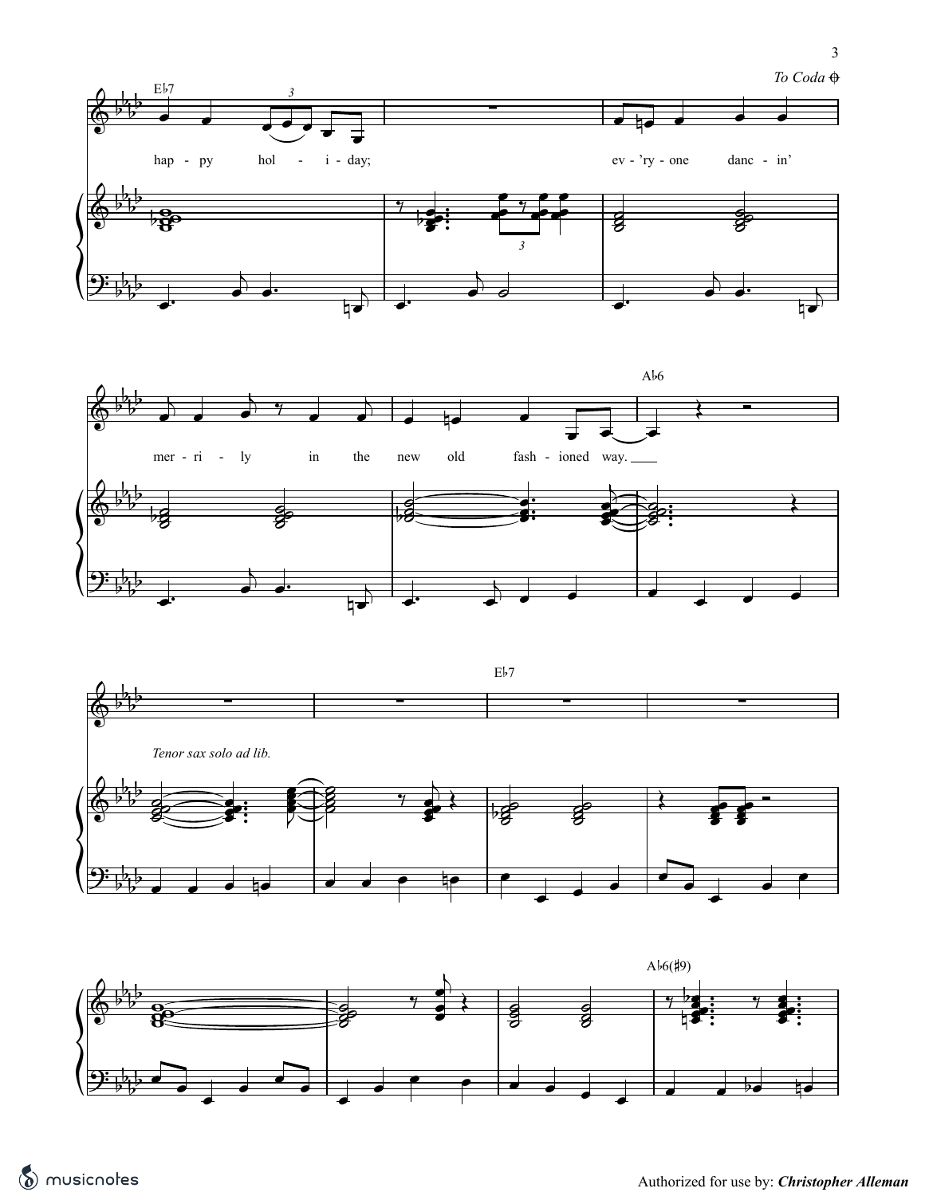*To Coda* ⊕

E♭7

hap - py hol - i - day;

ev - 'ry - one danc - in'

mer - ri - ly in the new old fash - ioned way.

A♭6

*Tenor sax solo ad lib.*

E♭7

A♭6(♯9)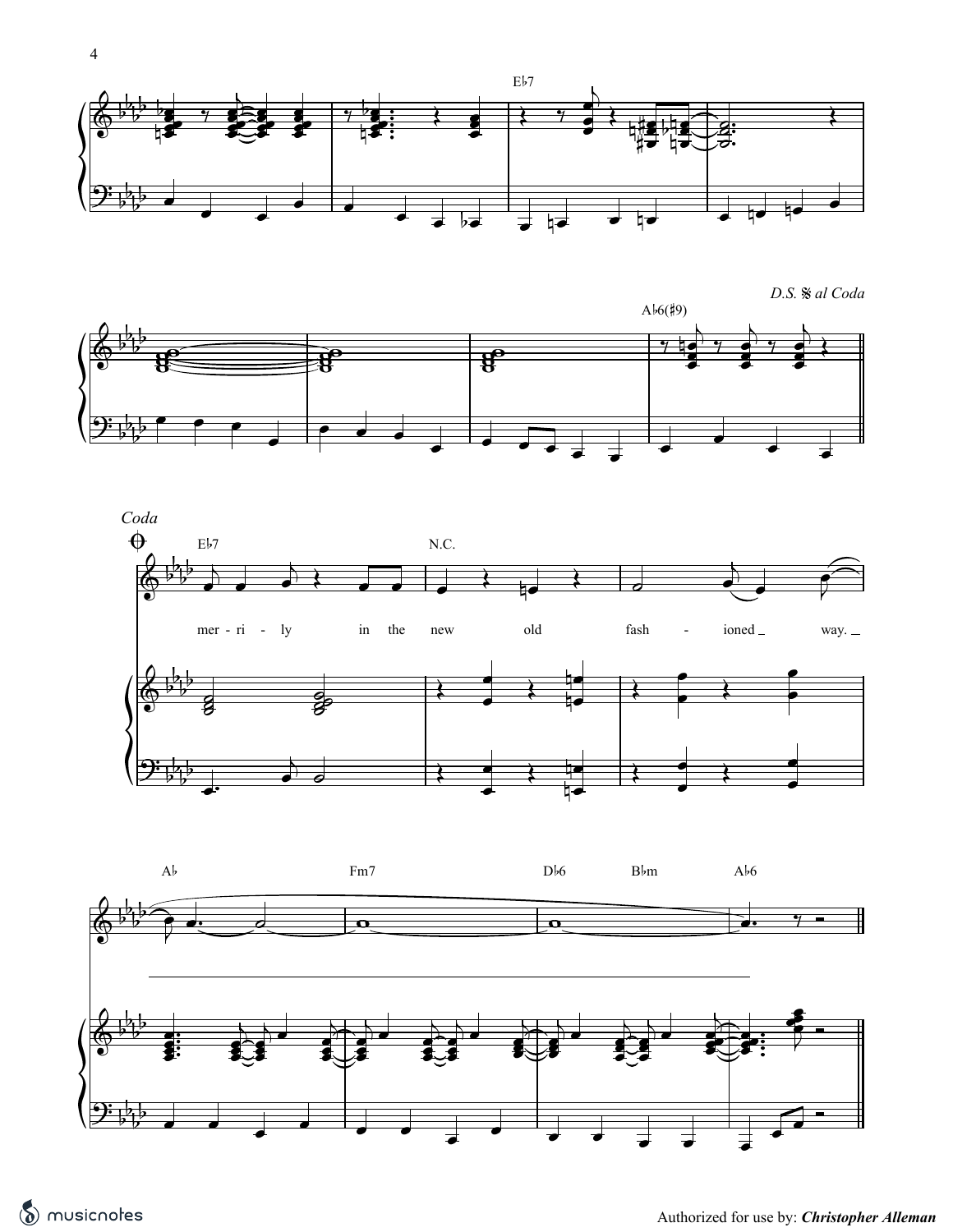E♭7

D.S. 𝄋 al Coda

A♭6(♯9)

*Coda*

E♭7 N.C.

mer - ri - ly in the new old fash - ioned way.

A♭ Fm7 D♭6 B♭m A♭6

Authorized for use by: ***Christopher Alleman***